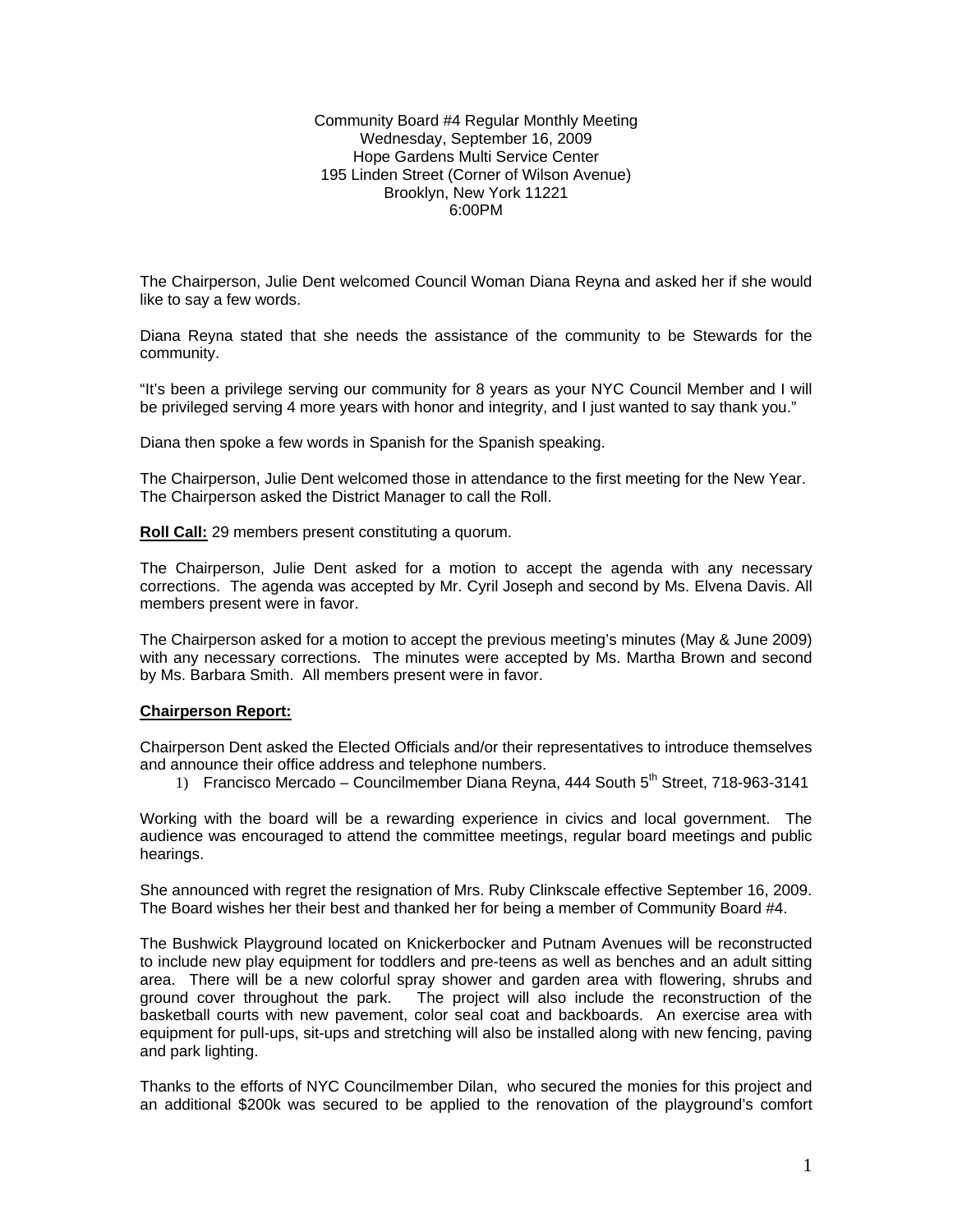Community Board #4 Regular Monthly Meeting
Wednesday, September 16, 2009
Hope Gardens Multi Service Center
195 Linden Street (Corner of Wilson Avenue)
Brooklyn, New York 11221
6:00PM

The Chairperson, Julie Dent welcomed Council Woman Diana Reyna and asked her if she would like to say a few words.

Diana Reyna stated that she needs the assistance of the community to be Stewards for the community.

"It's been a privilege serving our community for 8 years as your NYC Council Member and I will be privileged serving 4 more years with honor and integrity, and I just wanted to say thank you."

Diana then spoke a few words in Spanish for the Spanish speaking.

The Chairperson, Julie Dent welcomed those in attendance to the first meeting for the New Year. The Chairperson asked the District Manager to call the Roll.

**Roll Call:** 29 members present constituting a quorum.

The Chairperson, Julie Dent asked for a motion to accept the agenda with any necessary corrections. The agenda was accepted by Mr. Cyril Joseph and second by Ms. Elvena Davis. All members present were in favor.

The Chairperson asked for a motion to accept the previous meeting's minutes (May & June 2009) with any necessary corrections. The minutes were accepted by Ms. Martha Brown and second by Ms. Barbara Smith. All members present were in favor.

**Chairperson Report:**

Chairperson Dent asked the Elected Officials and/or their representatives to introduce themselves and announce their office address and telephone numbers.

1) Francisco Mercado – Councilmember Diana Reyna, 444 South 5th Street, 718-963-3141

Working with the board will be a rewarding experience in civics and local government. The audience was encouraged to attend the committee meetings, regular board meetings and public hearings.

She announced with regret the resignation of Mrs. Ruby Clinkscale effective September 16, 2009. The Board wishes her their best and thanked her for being a member of Community Board #4.

The Bushwick Playground located on Knickerbocker and Putnam Avenues will be reconstructed to include new play equipment for toddlers and pre-teens as well as benches and an adult sitting area. There will be a new colorful spray shower and garden area with flowering, shrubs and ground cover throughout the park. The project will also include the reconstruction of the basketball courts with new pavement, color seal coat and backboards. An exercise area with equipment for pull-ups, sit-ups and stretching will also be installed along with new fencing, paving and park lighting.

Thanks to the efforts of NYC Councilmember Dilan, who secured the monies for this project and an additional $200k was secured to be applied to the renovation of the playground's comfort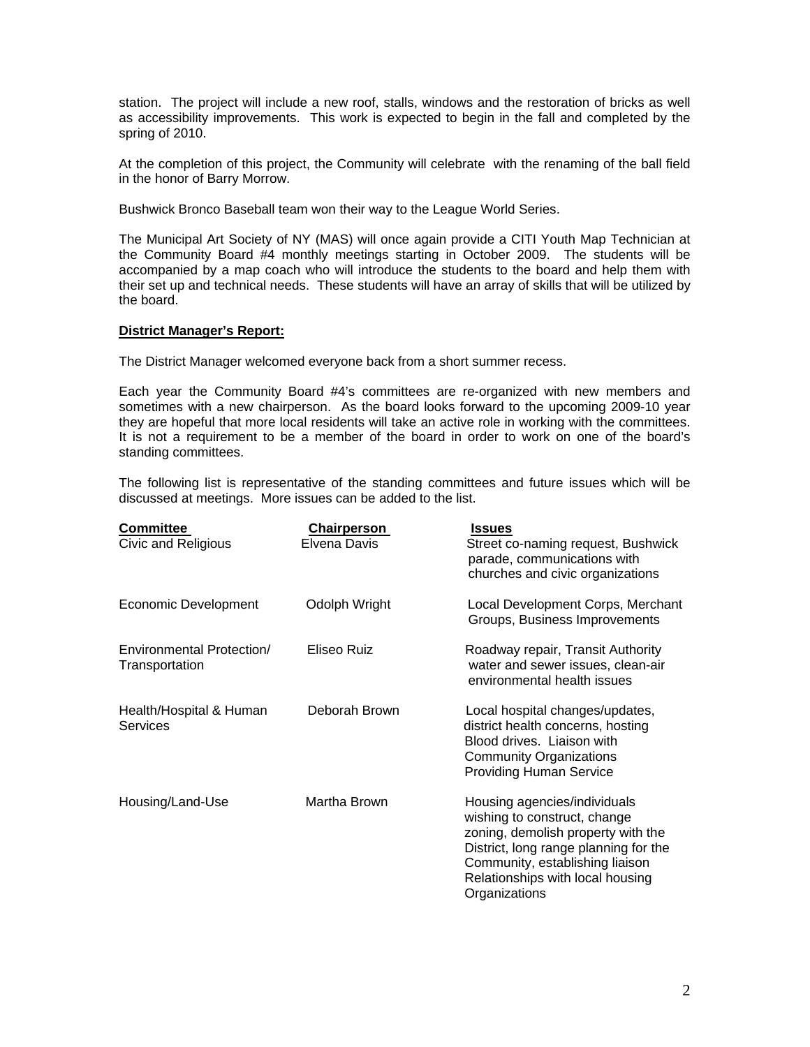station. The project will include a new roof, stalls, windows and the restoration of bricks as well as accessibility improvements. This work is expected to begin in the fall and completed by the spring of 2010.

At the completion of this project, the Community will celebrate with the renaming of the ball field in the honor of Barry Morrow.

Bushwick Bronco Baseball team won their way to the League World Series.

The Municipal Art Society of NY (MAS) will once again provide a CITI Youth Map Technician at the Community Board #4 monthly meetings starting in October 2009. The students will be accompanied by a map coach who will introduce the students to the board and help them with their set up and technical needs. These students will have an array of skills that will be utilized by the board.

**District Manager's Report:**

The District Manager welcomed everyone back from a short summer recess.

Each year the Community Board #4's committees are re-organized with new members and sometimes with a new chairperson. As the board looks forward to the upcoming 2009-10 year they are hopeful that more local residents will take an active role in working with the committees. It is not a requirement to be a member of the board in order to work on one of the board's standing committees.

The following list is representative of the standing committees and future issues which will be discussed at meetings. More issues can be added to the list.

| Committee | Chairperson | Issues |
|---|---|---|
| Civic and Religious | Elvena Davis | Street co-naming request, Bushwick parade, communications with churches and civic organizations |
| Economic Development | Odolph Wright | Local Development Corps, Merchant Groups, Business Improvements |
| Environmental Protection/ Transportation | Eliseo Ruiz | Roadway repair, Transit Authority water and sewer issues, clean-air environmental health issues |
| Health/Hospital & Human Services | Deborah Brown | Local hospital changes/updates, district health concerns, hosting Blood drives. Liaison with Community Organizations Providing Human Service |
| Housing/Land-Use | Martha Brown | Housing agencies/individuals wishing to construct, change zoning, demolish property with the District, long range planning for the Community, establishing liaison Relationships with local housing Organizations |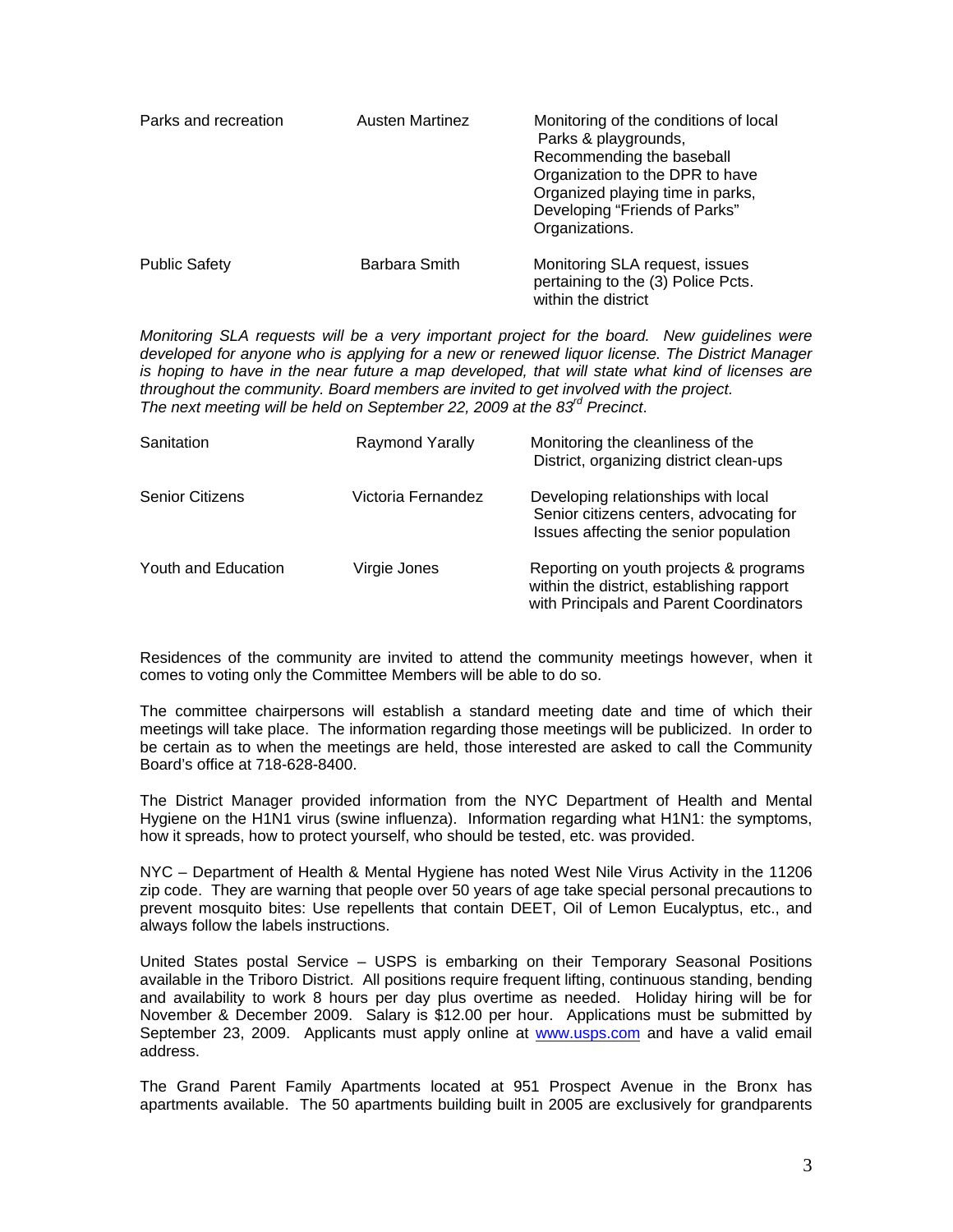| | | |
|---|---|---|
| Parks and recreation | Austen Martinez | Monitoring of the conditions of local Parks & playgrounds, Recommending the baseball Organization to the DPR to have Organized playing time in parks, Developing "Friends of Parks" Organizations. |
| Public Safety | Barbara Smith | Monitoring SLA request, issues pertaining to the (3) Police Pcts. within the district |

*Monitoring SLA requests will be a very important project for the board. New guidelines were developed for anyone who is applying for a new or renewed liquor license. The District Manager is hoping to have in the near future a map developed, that will state what kind of licenses are throughout the community. Board members are invited to get involved with the project.*
*The next meeting will be held on September 22, 2009 at the 83rd Precinct*.

| | | |
|---|---|---|
| Sanitation | Raymond Yarally | Monitoring the cleanliness of the District, organizing district clean-ups |
| Senior Citizens | Victoria Fernandez | Developing relationships with local Senior citizens centers, advocating for Issues affecting the senior population |
| Youth and Education | Virgie Jones | Reporting on youth projects & programs within the district, establishing rapport with Principals and Parent Coordinators |

Residences of the community are invited to attend the community meetings however, when it comes to voting only the Committee Members will be able to do so.

The committee chairpersons will establish a standard meeting date and time of which their meetings will take place. The information regarding those meetings will be publicized. In order to be certain as to when the meetings are held, those interested are asked to call the Community Board's office at 718-628-8400.

The District Manager provided information from the NYC Department of Health and Mental Hygiene on the H1N1 virus (swine influenza). Information regarding what H1N1: the symptoms, how it spreads, how to protect yourself, who should be tested, etc. was provided.

NYC – Department of Health & Mental Hygiene has noted West Nile Virus Activity in the 11206 zip code. They are warning that people over 50 years of age take special personal precautions to prevent mosquito bites: Use repellents that contain DEET, Oil of Lemon Eucalyptus, etc., and always follow the labels instructions.

United States postal Service – USPS is embarking on their Temporary Seasonal Positions available in the Triboro District. All positions require frequent lifting, continuous standing, bending and availability to work 8 hours per day plus overtime as needed. Holiday hiring will be for November & December 2009. Salary is $12.00 per hour. Applications must be submitted by September 23, 2009. Applicants must apply online at www.usps.com and have a valid email address.

The Grand Parent Family Apartments located at 951 Prospect Avenue in the Bronx has apartments available. The 50 apartments building built in 2005 are exclusively for grandparents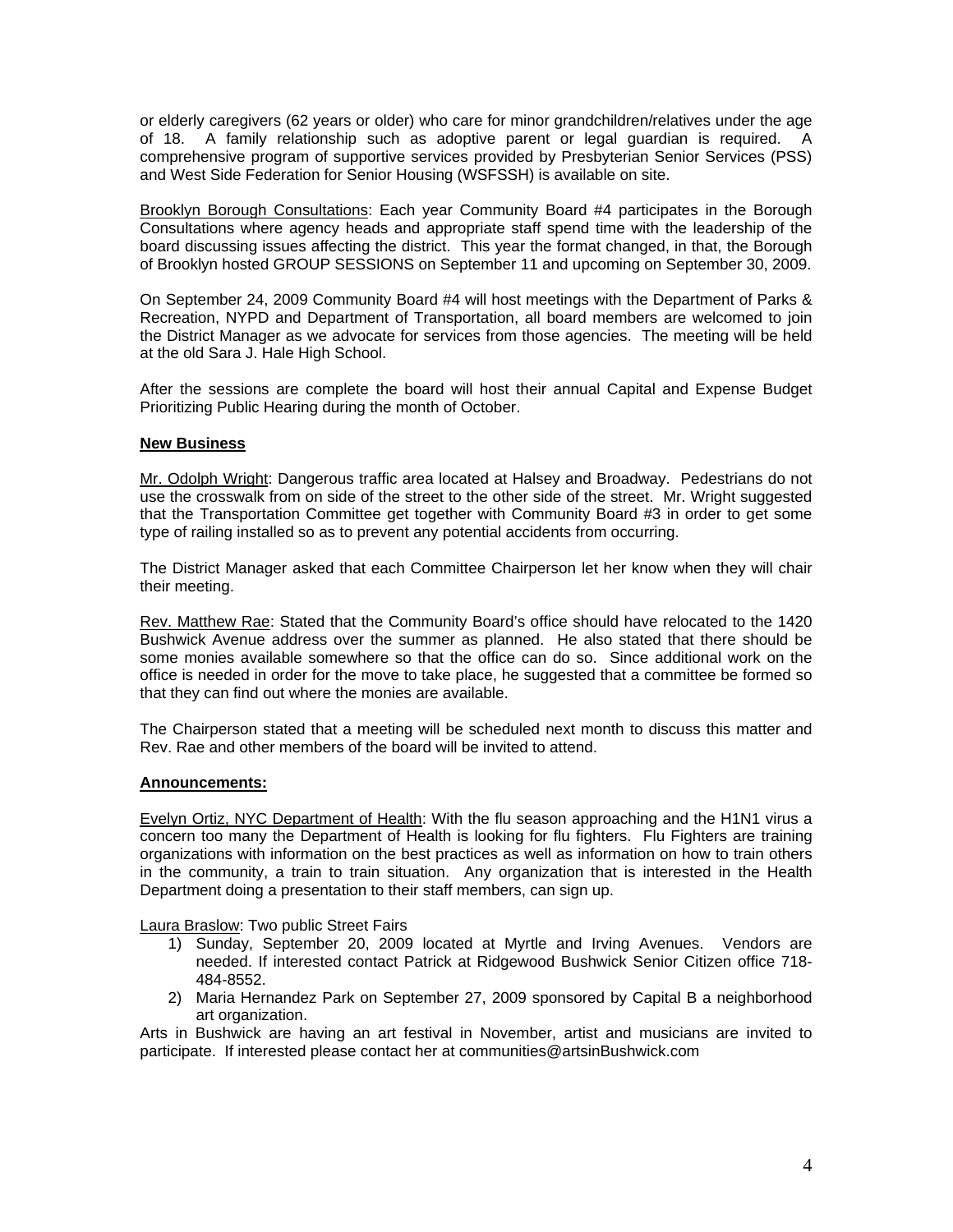or elderly caregivers (62 years or older) who care for minor grandchildren/relatives under the age of 18. A family relationship such as adoptive parent or legal guardian is required. A comprehensive program of supportive services provided by Presbyterian Senior Services (PSS) and West Side Federation for Senior Housing (WSFSSH) is available on site.

Brooklyn Borough Consultations: Each year Community Board #4 participates in the Borough Consultations where agency heads and appropriate staff spend time with the leadership of the board discussing issues affecting the district. This year the format changed, in that, the Borough of Brooklyn hosted GROUP SESSIONS on September 11 and upcoming on September 30, 2009.

On September 24, 2009 Community Board #4 will host meetings with the Department of Parks & Recreation, NYPD and Department of Transportation, all board members are welcomed to join the District Manager as we advocate for services from those agencies. The meeting will be held at the old Sara J. Hale High School.

After the sessions are complete the board will host their annual Capital and Expense Budget Prioritizing Public Hearing during the month of October.

**New Business**

Mr. Odolph Wright: Dangerous traffic area located at Halsey and Broadway. Pedestrians do not use the crosswalk from on side of the street to the other side of the street. Mr. Wright suggested that the Transportation Committee get together with Community Board #3 in order to get some type of railing installed so as to prevent any potential accidents from occurring.

The District Manager asked that each Committee Chairperson let her know when they will chair their meeting.

Rev. Matthew Rae: Stated that the Community Board's office should have relocated to the 1420 Bushwick Avenue address over the summer as planned. He also stated that there should be some monies available somewhere so that the office can do so. Since additional work on the office is needed in order for the move to take place, he suggested that a committee be formed so that they can find out where the monies are available.

The Chairperson stated that a meeting will be scheduled next month to discuss this matter and Rev. Rae and other members of the board will be invited to attend.

**Announcements:**

Evelyn Ortiz, NYC Department of Health: With the flu season approaching and the H1N1 virus a concern too many the Department of Health is looking for flu fighters. Flu Fighters are training organizations with information on the best practices as well as information on how to train others in the community, a train to train situation. Any organization that is interested in the Health Department doing a presentation to their staff members, can sign up.

Laura Braslow: Two public Street Fairs

1) Sunday, September 20, 2009 located at Myrtle and Irving Avenues. Vendors are needed. If interested contact Patrick at Ridgewood Bushwick Senior Citizen office 718-484-8552.
2) Maria Hernandez Park on September 27, 2009 sponsored by Capital B a neighborhood art organization.

Arts in Bushwick are having an art festival in November, artist and musicians are invited to participate. If interested please contact her at communities@artsinBushwick.com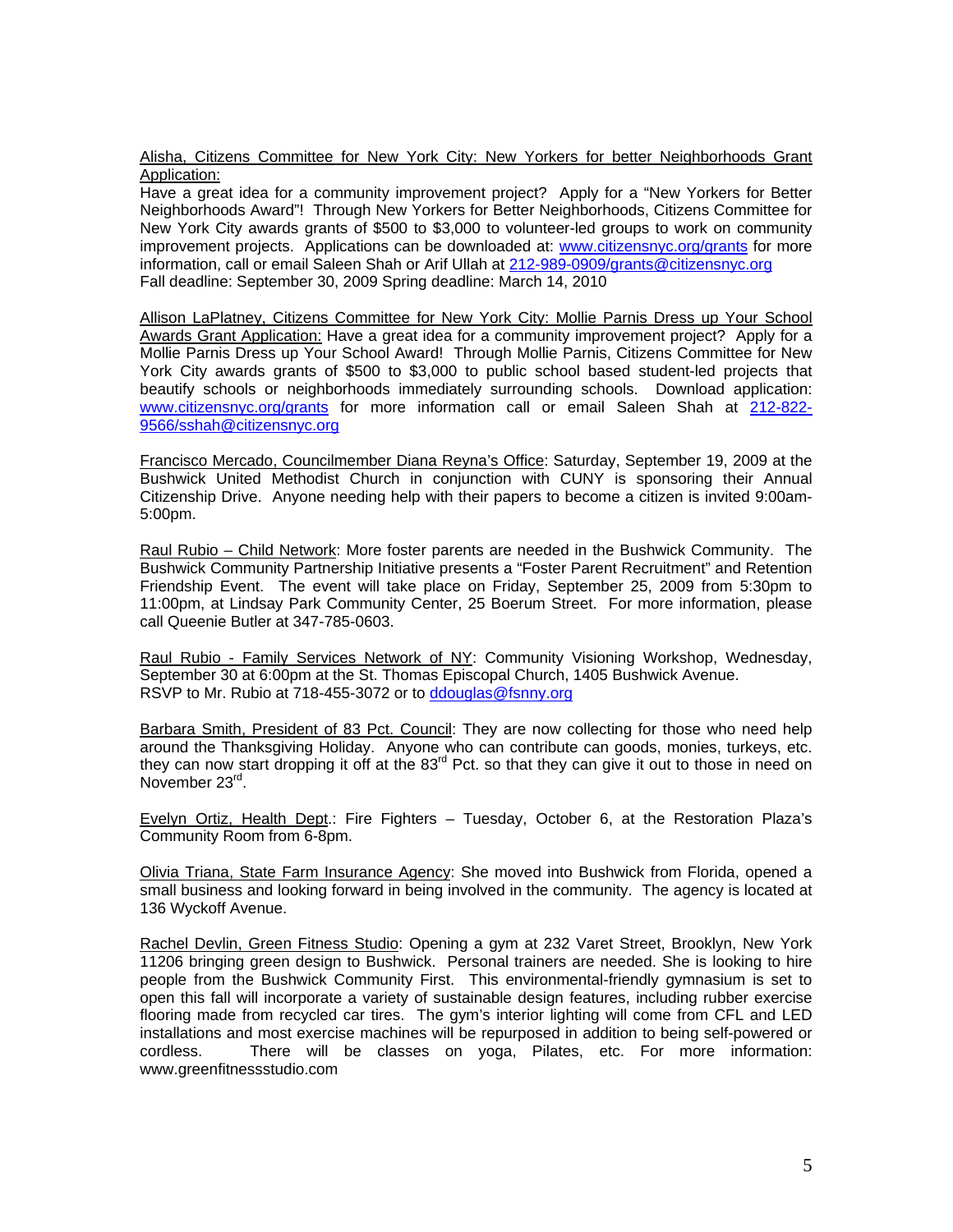Alisha, Citizens Committee for New York City: New Yorkers for better Neighborhoods Grant Application:
Have a great idea for a community improvement project? Apply for a "New Yorkers for Better Neighborhoods Award"! Through New Yorkers for Better Neighborhoods, Citizens Committee for New York City awards grants of $500 to $3,000 to volunteer-led groups to work on community improvement projects. Applications can be downloaded at: www.citizensnyc.org/grants for more information, call or email Saleen Shah or Arif Ullah at 212-989-0909/grants@citizensnyc.org
Fall deadline: September 30, 2009 Spring deadline: March 14, 2010

Allison LaPlatney, Citizens Committee for New York City: Mollie Parnis Dress up Your School Awards Grant Application: Have a great idea for a community improvement project? Apply for a Mollie Parnis Dress up Your School Award! Through Mollie Parnis, Citizens Committee for New York City awards grants of $500 to $3,000 to public school based student-led projects that beautify schools or neighborhoods immediately surrounding schools. Download application: www.citizensnyc.org/grants for more information call or email Saleen Shah at 212-822-9566/sshah@citizensnyc.org

Francisco Mercado, Councilmember Diana Reyna's Office: Saturday, September 19, 2009 at the Bushwick United Methodist Church in conjunction with CUNY is sponsoring their Annual Citizenship Drive. Anyone needing help with their papers to become a citizen is invited 9:00am-5:00pm.

Raul Rubio – Child Network: More foster parents are needed in the Bushwick Community. The Bushwick Community Partnership Initiative presents a "Foster Parent Recruitment" and Retention Friendship Event. The event will take place on Friday, September 25, 2009 from 5:30pm to 11:00pm, at Lindsay Park Community Center, 25 Boerum Street. For more information, please call Queenie Butler at 347-785-0603.

Raul Rubio - Family Services Network of NY: Community Visioning Workshop, Wednesday, September 30 at 6:00pm at the St. Thomas Episcopal Church, 1405 Bushwick Avenue.
RSVP to Mr. Rubio at 718-455-3072 or to ddouglas@fsnny.org

Barbara Smith, President of 83 Pct. Council: They are now collecting for those who need help around the Thanksgiving Holiday. Anyone who can contribute can goods, monies, turkeys, etc. they can now start dropping it off at the 83rd Pct. so that they can give it out to those in need on November 23rd.

Evelyn Ortiz, Health Dept.: Fire Fighters – Tuesday, October 6, at the Restoration Plaza's Community Room from 6-8pm.

Olivia Triana, State Farm Insurance Agency: She moved into Bushwick from Florida, opened a small business and looking forward in being involved in the community. The agency is located at 136 Wyckoff Avenue.

Rachel Devlin, Green Fitness Studio: Opening a gym at 232 Varet Street, Brooklyn, New York 11206 bringing green design to Bushwick. Personal trainers are needed. She is looking to hire people from the Bushwick Community First. This environmental-friendly gymnasium is set to open this fall will incorporate a variety of sustainable design features, including rubber exercise flooring made from recycled car tires. The gym's interior lighting will come from CFL and LED installations and most exercise machines will be repurposed in addition to being self-powered or cordless. There will be classes on yoga, Pilates, etc. For more information: www.greenfitnessstudio.com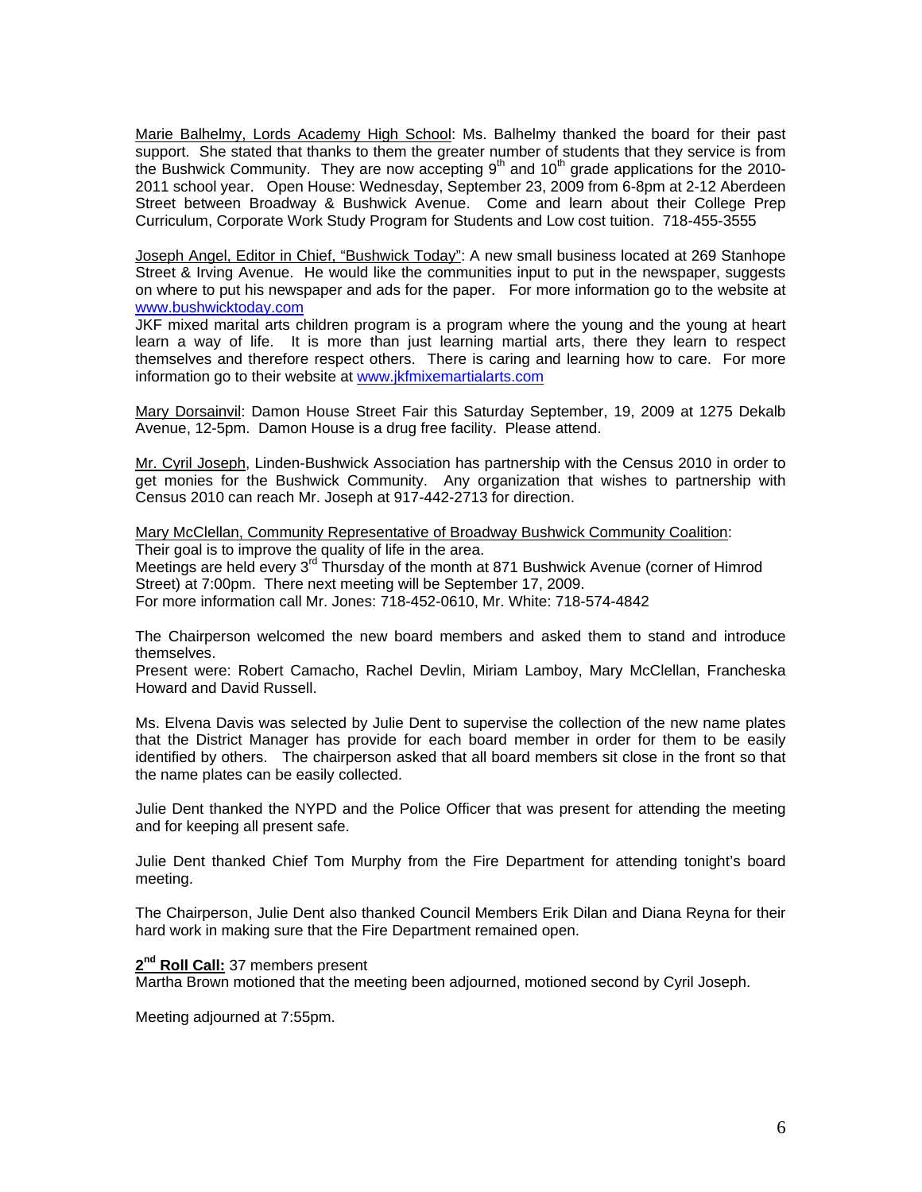Marie Balhelmy, Lords Academy High School: Ms. Balhelmy thanked the board for their past support. She stated that thanks to them the greater number of students that they service is from the Bushwick Community. They are now accepting 9th and 10th grade applications for the 2010-2011 school year. Open House: Wednesday, September 23, 2009 from 6-8pm at 2-12 Aberdeen Street between Broadway & Bushwick Avenue. Come and learn about their College Prep Curriculum, Corporate Work Study Program for Students and Low cost tuition. 718-455-3555

Joseph Angel, Editor in Chief, "Bushwick Today": A new small business located at 269 Stanhope Street & Irving Avenue. He would like the communities input to put in the newspaper, suggests on where to put his newspaper and ads for the paper. For more information go to the website at www.bushwicktoday.com
JKF mixed marital arts children program is a program where the young and the young at heart learn a way of life. It is more than just learning martial arts, there they learn to respect themselves and therefore respect others. There is caring and learning how to care. For more information go to their website at www.jkfmixemartialarts.com

Mary Dorsainvil: Damon House Street Fair this Saturday September, 19, 2009 at 1275 Dekalb Avenue, 12-5pm. Damon House is a drug free facility. Please attend.

Mr. Cyril Joseph, Linden-Bushwick Association has partnership with the Census 2010 in order to get monies for the Bushwick Community. Any organization that wishes to partnership with Census 2010 can reach Mr. Joseph at 917-442-2713 for direction.

Mary McClellan, Community Representative of Broadway Bushwick Community Coalition:
Their goal is to improve the quality of life in the area.
Meetings are held every 3rd Thursday of the month at 871 Bushwick Avenue (corner of Himrod Street) at 7:00pm. There next meeting will be September 17, 2009.
For more information call Mr. Jones: 718-452-0610, Mr. White: 718-574-4842

The Chairperson welcomed the new board members and asked them to stand and introduce themselves.
Present were: Robert Camacho, Rachel Devlin, Miriam Lamboy, Mary McClellan, Francheska Howard and David Russell.

Ms. Elvena Davis was selected by Julie Dent to supervise the collection of the new name plates that the District Manager has provide for each board member in order for them to be easily identified by others. The chairperson asked that all board members sit close in the front so that the name plates can be easily collected.

Julie Dent thanked the NYPD and the Police Officer that was present for attending the meeting and for keeping all present safe.

Julie Dent thanked Chief Tom Murphy from the Fire Department for attending tonight's board meeting.

The Chairperson, Julie Dent also thanked Council Members Erik Dilan and Diana Reyna for their hard work in making sure that the Fire Department remained open.

**2nd Roll Call:** 37 members present
Martha Brown motioned that the meeting been adjourned, motioned second by Cyril Joseph.

Meeting adjourned at 7:55pm.